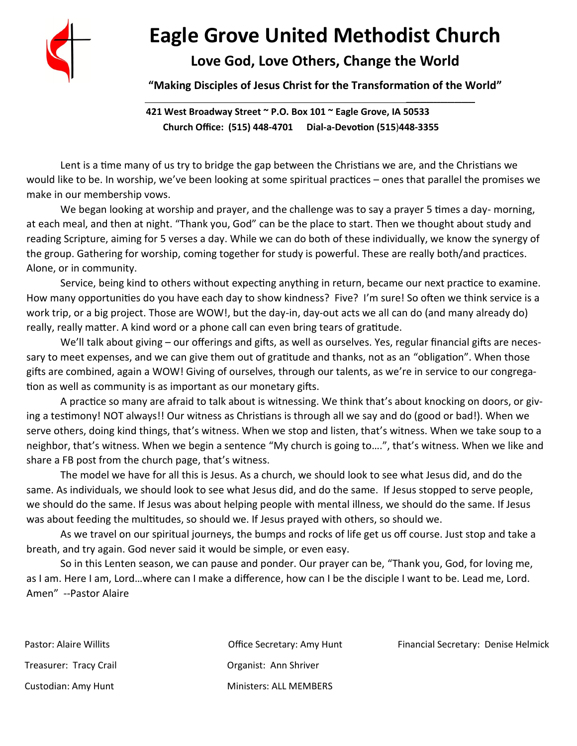# Eagle Grove United Methodist Church

## Love God, Love Others, Change the World

**"Making Disciples of Jesus Christ for the Transformation of the World"**

**421 West Broadway Street ~ P.O. Box 101 ~ Eagle Grove, IA 50533**
**Church Office: (515) 448-4701 Dial-a-Devotion (515)448-3355**

Lent is a time many of us try to bridge the gap between the Christians we are, and the Christians we would like to be. In worship, we've been looking at some spiritual practices – ones that parallel the promises we make in our membership vows.

We began looking at worship and prayer, and the challenge was to say a prayer 5 times a day- morning, at each meal, and then at night. "Thank you, God" can be the place to start. Then we thought about study and reading Scripture, aiming for 5 verses a day. While we can do both of these individually, we know the synergy of the group. Gathering for worship, coming together for study is powerful. These are really both/and practices. Alone, or in community.

Service, being kind to others without expecting anything in return, became our next practice to examine. How many opportunities do you have each day to show kindness? Five? I'm sure! So often we think service is a work trip, or a big project. Those are WOW!, but the day-in, day-out acts we all can do (and many already do) really, really matter. A kind word or a phone call can even bring tears of gratitude.

We'll talk about giving – our offerings and gifts, as well as ourselves. Yes, regular financial gifts are necessary to meet expenses, and we can give them out of gratitude and thanks, not as an "obligation". When those gifts are combined, again a WOW! Giving of ourselves, through our talents, as we're in service to our congregation as well as community is as important as our monetary gifts.

A practice so many are afraid to talk about is witnessing. We think that's about knocking on doors, or giving a testimony! NOT always!! Our witness as Christians is through all we say and do (good or bad!). When we serve others, doing kind things, that's witness. When we stop and listen, that's witness. When we take soup to a neighbor, that's witness. When we begin a sentence "My church is going to….", that's witness. When we like and share a FB post from the church page, that's witness.

The model we have for all this is Jesus. As a church, we should look to see what Jesus did, and do the same. As individuals, we should look to see what Jesus did, and do the same. If Jesus stopped to serve people, we should do the same. If Jesus was about helping people with mental illness, we should do the same. If Jesus was about feeding the multitudes, so should we. If Jesus prayed with others, so should we.

As we travel on our spiritual journeys, the bumps and rocks of life get us off course. Just stop and take a breath, and try again. God never said it would be simple, or even easy.

So in this Lenten season, we can pause and ponder. Our prayer can be, "Thank you, God, for loving me, as I am. Here I am, Lord…where can I make a difference, how can I be the disciple I want to be. Lead me, Lord. Amen" --Pastor Alaire

Pastor: Alaire Willits
Office Secretary: Amy Hunt
Financial Secretary: Denise Helmick
Treasurer: Tracy Crail
Organist: Ann Shriver
Custodian: Amy Hunt
Ministers: ALL MEMBERS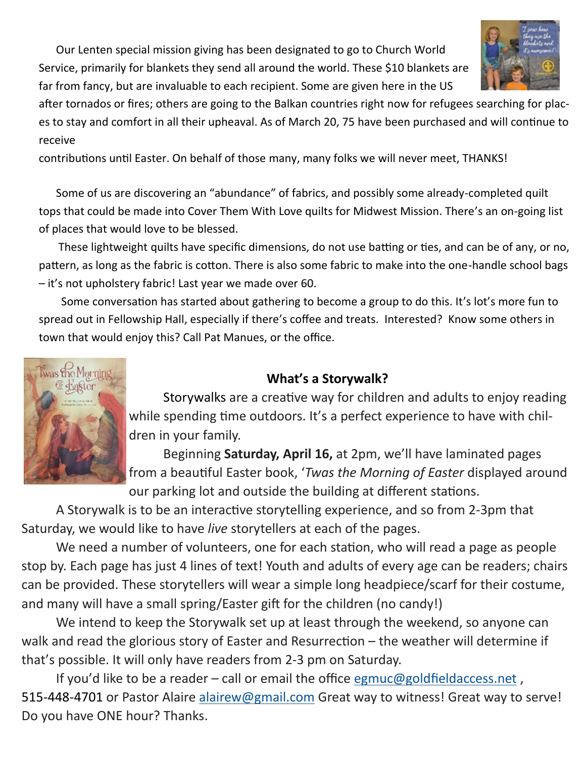Our Lenten special mission giving has been designated to go to Church World Service, primarily for blankets they send all around the world. These $10 blankets are far from fancy, but are invaluable to each recipient. Some are given here in the US after tornados or fires; others are going to the Balkan countries right now for refugees searching for places to stay and comfort in all their upheaval. As of March 20, 75 have been purchased and will continue to receive contributions until Easter. On behalf of those many, many folks we will never meet, THANKS!

Some of us are discovering an "abundance" of fabrics, and possibly some already-completed quilt tops that could be made into Cover Them With Love quilts for Midwest Mission. There's an on-going list of places that would love to be blessed.

These lightweight quilts have specific dimensions, do not use batting or ties, and can be of any, or no, pattern, as long as the fabric is cotton. There is also some fabric to make into the one-handle school bags – it's not upholstery fabric! Last year we made over 60.

Some conversation has started about gathering to become a group to do this. It's lot's more fun to spread out in Fellowship Hall, especially if there's coffee and treats. Interested? Know some others in town that would enjoy this? Call Pat Manues, or the office.

### What's a Storywalk?

Storywalks are a creative way for children and adults to enjoy reading while spending time outdoors. It's a perfect experience to have with children in your family.

Beginning **Saturday, April 16,** at 2pm, we'll have laminated pages from a beautiful Easter book, '*Twas the Morning of Easter* displayed around our parking lot and outside the building at different stations.

A Storywalk is to be an interactive storytelling experience, and so from 2-3pm that Saturday, we would like to have *live* storytellers at each of the pages.

We need a number of volunteers, one for each station, who will read a page as people stop by. Each page has just 4 lines of text! Youth and adults of every age can be readers; chairs can be provided. These storytellers will wear a simple long headpiece/scarf for their costume, and many will have a small spring/Easter gift for the children (no candy!)

We intend to keep the Storywalk set up at least through the weekend, so anyone can walk and read the glorious story of Easter and Resurrection – the weather will determine if that's possible. It will only have readers from 2-3 pm on Saturday.

If you'd like to be a reader – call or email the office egmuc@goldfieldaccess.net , 515-448-4701 or Pastor Alaire alairew@gmail.com Great way to witness! Great way to serve! Do you have ONE hour? Thanks.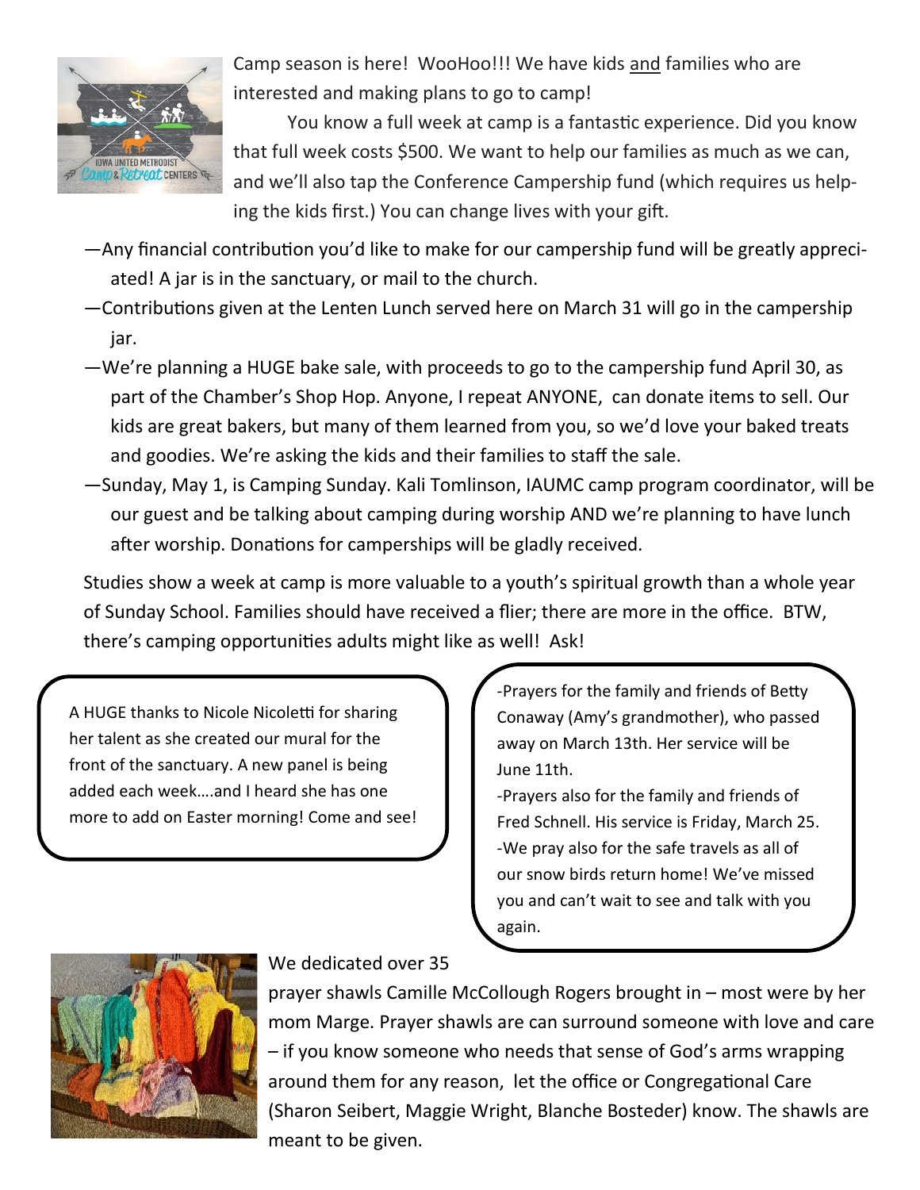Camp season is here! WooHoo!!! We have kids and families who are interested and making plans to go to camp!

You know a full week at camp is a fantastic experience. Did you know that full week costs $500. We want to help our families as much as we can, and we'll also tap the Conference Campership fund (which requires us helping the kids first.) You can change lives with your gift.

—Any financial contribution you'd like to make for our campership fund will be greatly appreciated! A jar is in the sanctuary, or mail to the church.

—Contributions given at the Lenten Lunch served here on March 31 will go in the campership jar.

—We're planning a HUGE bake sale, with proceeds to go to the campership fund April 30, as part of the Chamber's Shop Hop. Anyone, I repeat ANYONE, can donate items to sell. Our kids are great bakers, but many of them learned from you, so we'd love your baked treats and goodies. We're asking the kids and their families to staff the sale.

—Sunday, May 1, is Camping Sunday. Kali Tomlinson, IAUMC camp program coordinator, will be our guest and be talking about camping during worship AND we're planning to have lunch after worship. Donations for camperships will be gladly received.

Studies show a week at camp is more valuable to a youth's spiritual growth than a whole year of Sunday School. Families should have received a flier; there are more in the office. BTW, there's camping opportunities adults might like as well! Ask!

A HUGE thanks to Nicole Nicoletti for sharing her talent as she created our mural for the front of the sanctuary. A new panel is being added each week….and I heard she has one more to add on Easter morning! Come and see!

-Prayers for the family and friends of Betty Conaway (Amy's grandmother), who passed away on March 13th. Her service will be June 11th.

-Prayers also for the family and friends of Fred Schnell. His service is Friday, March 25.

-We pray also for the safe travels as all of our snow birds return home! We've missed you and can't wait to see and talk with you again.

We dedicated over 35 prayer shawls Camille McCollough Rogers brought in – most were by her mom Marge. Prayer shawls are can surround someone with love and care – if you know someone who needs that sense of God's arms wrapping around them for any reason, let the office or Congregational Care (Sharon Seibert, Maggie Wright, Blanche Bosteder) know. The shawls are meant to be given.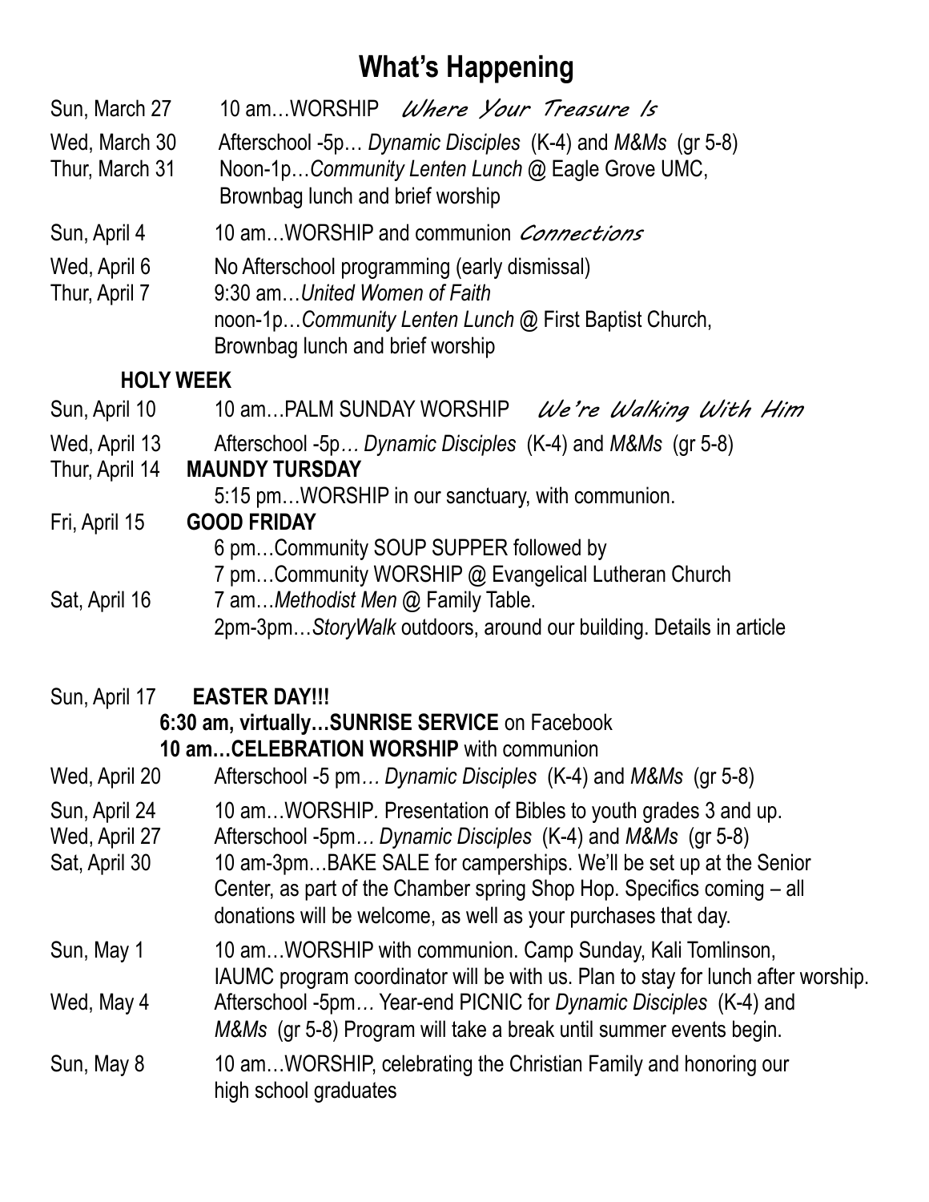# What's Happening

Sun, March 27 — 10 am…WORSHIP *Where Your Treasure Is*

Wed, March 30 — Afterschool -5p… *Dynamic Disciples* (K-4) and *M&Ms* (gr 5-8)

Thur, March 31 — Noon-1p…*Community Lenten Lunch* @ Eagle Grove UMC, Brownbag lunch and brief worship

Sun, April 4 — 10 am…WORSHIP and communion *Connections*

Wed, April 6 — No Afterschool programming (early dismissal)

Thur, April 7 — 9:30 am…*United Women of Faith*
noon-1p…*Community Lenten Lunch* @ First Baptist Church, Brownbag lunch and brief worship

**HOLY WEEK**

Sun, April 10 — 10 am…PALM SUNDAY WORSHIP *We're Walking With Him*

Wed, April 13 — Afterschool -5p… *Dynamic Disciples* (K-4) and *M&Ms* (gr 5-8)

Thur, April 14 — **MAUNDY TURSDAY**
5:15 pm…WORSHIP in our sanctuary, with communion.

Fri, April 15 — **GOOD FRIDAY**
6 pm…Community SOUP SUPPER followed by
7 pm…Community WORSHIP @ Evangelical Lutheran Church

Sat, April 16 — 7 am…*Methodist Men* @ Family Table.
2pm-3pm…*StoryWalk* outdoors, around our building. Details in article

Sun, April 17 — **EASTER DAY!!!**
**6:30 am, virtually…SUNRISE SERVICE** on Facebook
**10 am…CELEBRATION WORSHIP** with communion

Wed, April 20 — Afterschool -5 pm… *Dynamic Disciples* (K-4) and *M&Ms* (gr 5-8)

Sun, April 24 — 10 am…WORSHIP. Presentation of Bibles to youth grades 3 and up.

Wed, April 27 — Afterschool -5pm… *Dynamic Disciples* (K-4) and *M&Ms* (gr 5-8)

Sat, April 30 — 10 am-3pm…BAKE SALE for camperships. We'll be set up at the Senior Center, as part of the Chamber spring Shop Hop. Specifics coming – all donations will be welcome, as well as your purchases that day.

Sun, May 1 — 10 am…WORSHIP with communion. Camp Sunday, Kali Tomlinson, IAUMC program coordinator will be with us. Plan to stay for lunch after worship.

Wed, May 4 — Afterschool -5pm… Year-end PICNIC for *Dynamic Disciples* (K-4) and *M&Ms* (gr 5-8) Program will take a break until summer events begin.

Sun, May 8 — 10 am…WORSHIP, celebrating the Christian Family and honoring our high school graduates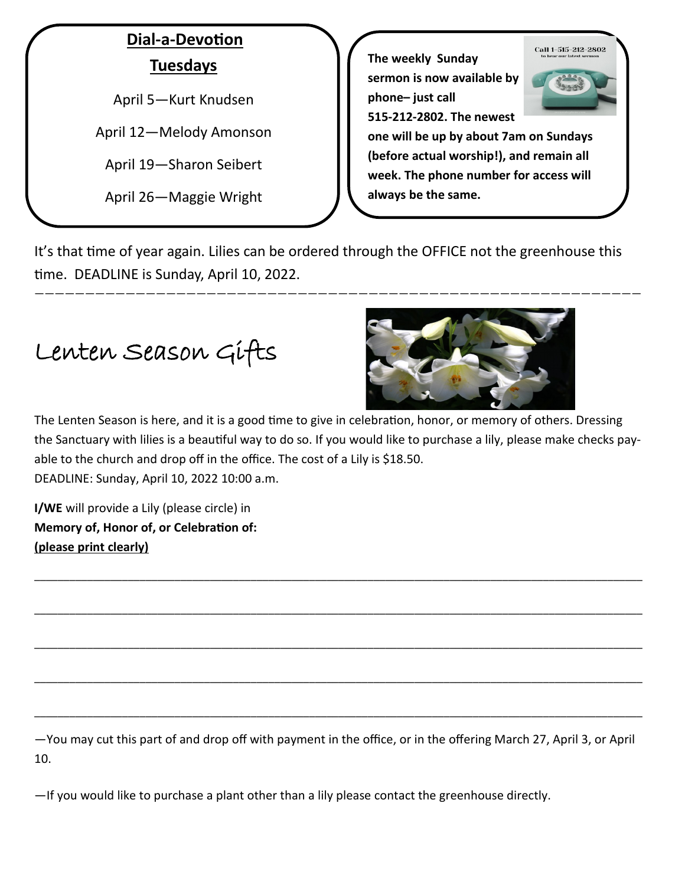**Dial-a-Devotion**

**Tuesdays**

April 5—Kurt Knudsen

April 12—Melody Amonson

April 19—Sharon Seibert

April 26—Maggie Wright

**The weekly Sunday sermon is now available by phone– just call 515-212-2802. The newest one will be up by about 7am on Sundays (before actual worship!), and remain all week. The phone number for access will always be the same.**

It's that time of year again. Lilies can be ordered through the OFFICE not the greenhouse this time. DEADLINE is Sunday, April 10, 2022.

---

# Lenten Season Gifts

The Lenten Season is here, and it is a good time to give in celebration, honor, or memory of others. Dressing the Sanctuary with lilies is a beautiful way to do so. If you would like to purchase a lily, please make checks payable to the church and drop off in the office. The cost of a Lily is $18.50.
DEADLINE: Sunday, April 10, 2022 10:00 a.m.

**I/WE** will provide a Lily (please circle) in
**Memory of, Honor of, or Celebration of:**
**(please print clearly)**

________________________________________________________________________________

________________________________________________________________________________

________________________________________________________________________________

________________________________________________________________________________

________________________________________________________________________________

—You may cut this part of and drop off with payment in the office, or in the offering March 27, April 3, or April 10.

—If you would like to purchase a plant other than a lily please contact the greenhouse directly.